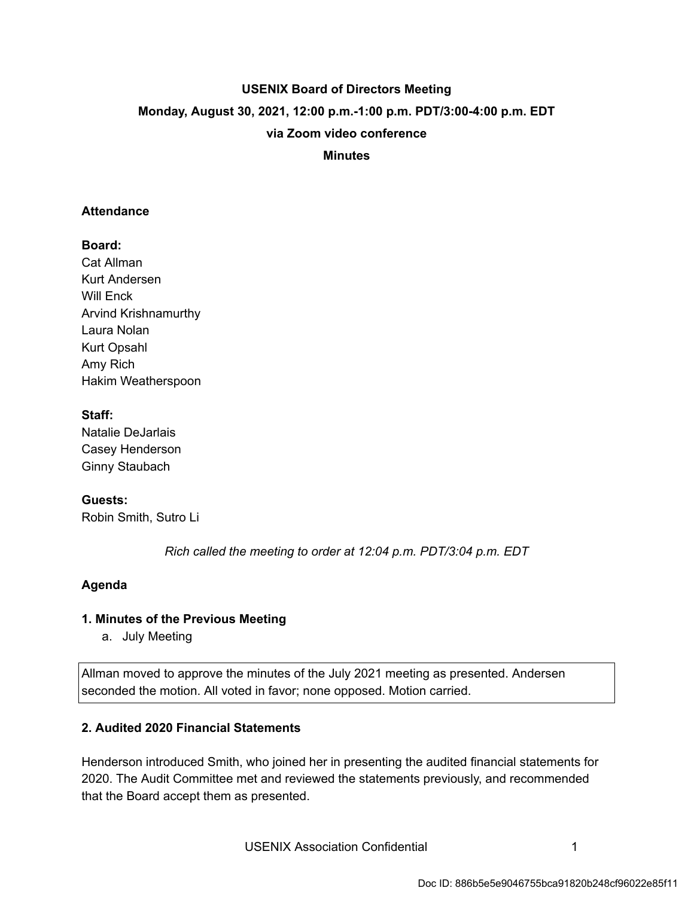# USENIX Board of Directors Meeting

**Monday, August 30, 2021, 12:00 p.m.-1:00 p.m. PDT/3:00-4:00 p.m. EDT**

**via Zoom video conference**

**Minutes**

## Attendance

**Board:**
Cat Allman
Kurt Andersen
Will Enck
Arvind Krishnamurthy
Laura Nolan
Kurt Opsahl
Amy Rich
Hakim Weatherspoon

**Staff:**
Natalie DeJarlais
Casey Henderson
Ginny Staubach

**Guests:**
Robin Smith, Sutro Li

*Rich called the meeting to order at 12:04 p.m. PDT/3:04 p.m. EDT*

## Agenda

### 1. Minutes of the Previous Meeting

a. July Meeting

Allman moved to approve the minutes of the July 2021 meeting as presented. Andersen seconded the motion. All voted in favor; none opposed. Motion carried.

### 2. Audited 2020 Financial Statements

Henderson introduced Smith, who joined her in presenting the audited financial statements for 2020. The Audit Committee met and reviewed the statements previously, and recommended that the Board accept them as presented.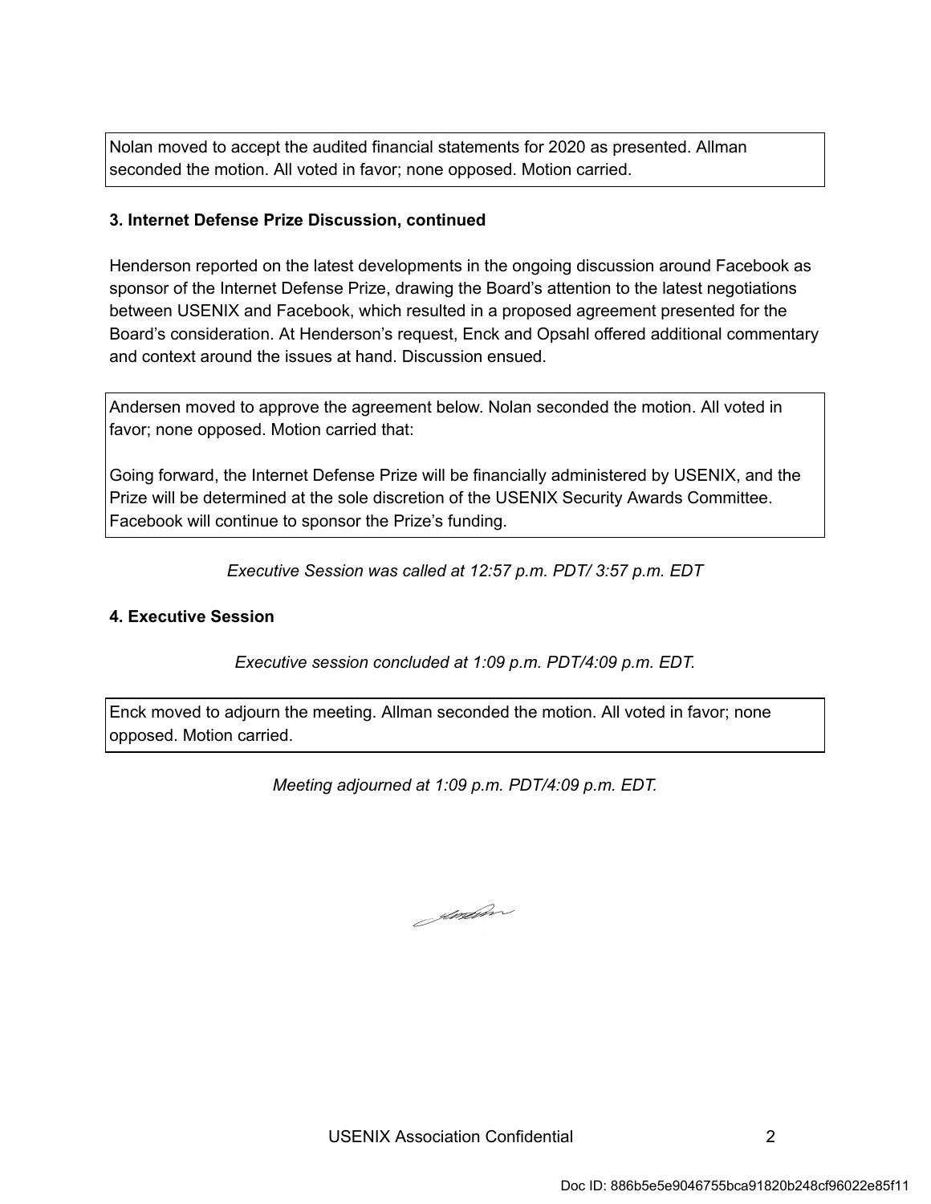Nolan moved to accept the audited financial statements for 2020 as presented. Allman seconded the motion. All voted in favor; none opposed. Motion carried.

### 3. Internet Defense Prize Discussion, continued

Henderson reported on the latest developments in the ongoing discussion around Facebook as sponsor of the Internet Defense Prize, drawing the Board's attention to the latest negotiations between USENIX and Facebook, which resulted in a proposed agreement presented for the Board's consideration. At Henderson's request, Enck and Opsahl offered additional commentary and context around the issues at hand. Discussion ensued.

Andersen moved to approve the agreement below. Nolan seconded the motion. All voted in favor; none opposed. Motion carried that:

Going forward, the Internet Defense Prize will be financially administered by USENIX, and the Prize will be determined at the sole discretion of the USENIX Security Awards Committee. Facebook will continue to sponsor the Prize's funding.

*Executive Session was called at 12:57 p.m. PDT/ 3:57 p.m. EDT*

### 4. Executive Session

*Executive session concluded at 1:09 p.m. PDT/4:09 p.m. EDT.*

Enck moved to adjourn the meeting. Allman seconded the motion. All voted in favor; none opposed. Motion carried.

*Meeting adjourned at 1:09 p.m. PDT/4:09 p.m. EDT.*

USENIX Association Confidential

Doc ID: 886b5e5e9046755bca91820b248cf96022e85f11